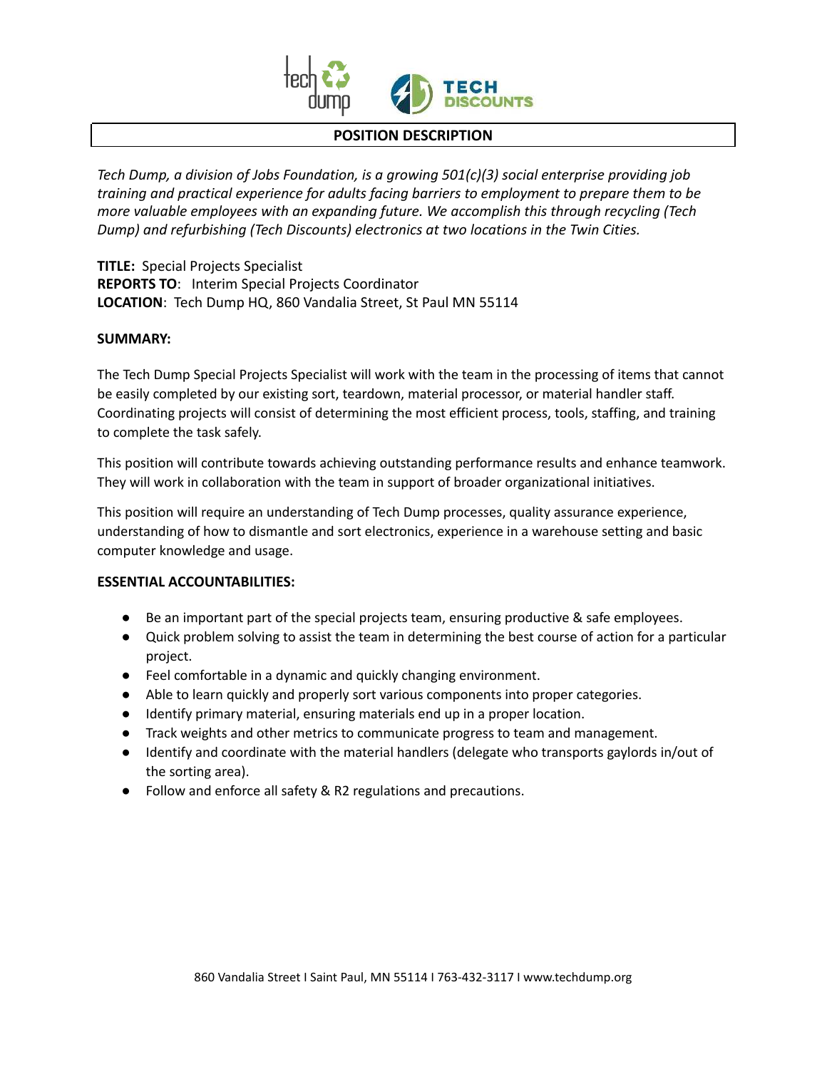# POSITION DESCRIPTION

*Tech Dump, a division of Jobs Foundation, is a growing 501(c)(3) social enterprise providing job training and practical experience for adults facing barriers to employment to prepare them to be more valuable employees with an expanding future. We accomplish this through recycling (Tech Dump) and refurbishing (Tech Discounts) electronics at two locations in the Twin Cities.*

**TITLE:** Special Projects Specialist
**REPORTS TO**: Interim Special Projects Coordinator
**LOCATION**: Tech Dump HQ, 860 Vandalia Street, St Paul MN 55114

**SUMMARY:**

The Tech Dump Special Projects Specialist will work with the team in the processing of items that cannot be easily completed by our existing sort, teardown, material processor, or material handler staff. Coordinating projects will consist of determining the most efficient process, tools, staffing, and training to complete the task safely.

This position will contribute towards achieving outstanding performance results and enhance teamwork. They will work in collaboration with the team in support of broader organizational initiatives.

This position will require an understanding of Tech Dump processes, quality assurance experience, understanding of how to dismantle and sort electronics, experience in a warehouse setting and basic computer knowledge and usage.

**ESSENTIAL ACCOUNTABILITIES:**

- Be an important part of the special projects team, ensuring productive & safe employees.
- Quick problem solving to assist the team in determining the best course of action for a particular project.
- Feel comfortable in a dynamic and quickly changing environment.
- Able to learn quickly and properly sort various components into proper categories.
- Identify primary material, ensuring materials end up in a proper location.
- Track weights and other metrics to communicate progress to team and management.
- Identify and coordinate with the material handlers (delegate who transports gaylords in/out of the sorting area).
- Follow and enforce all safety & R2 regulations and precautions.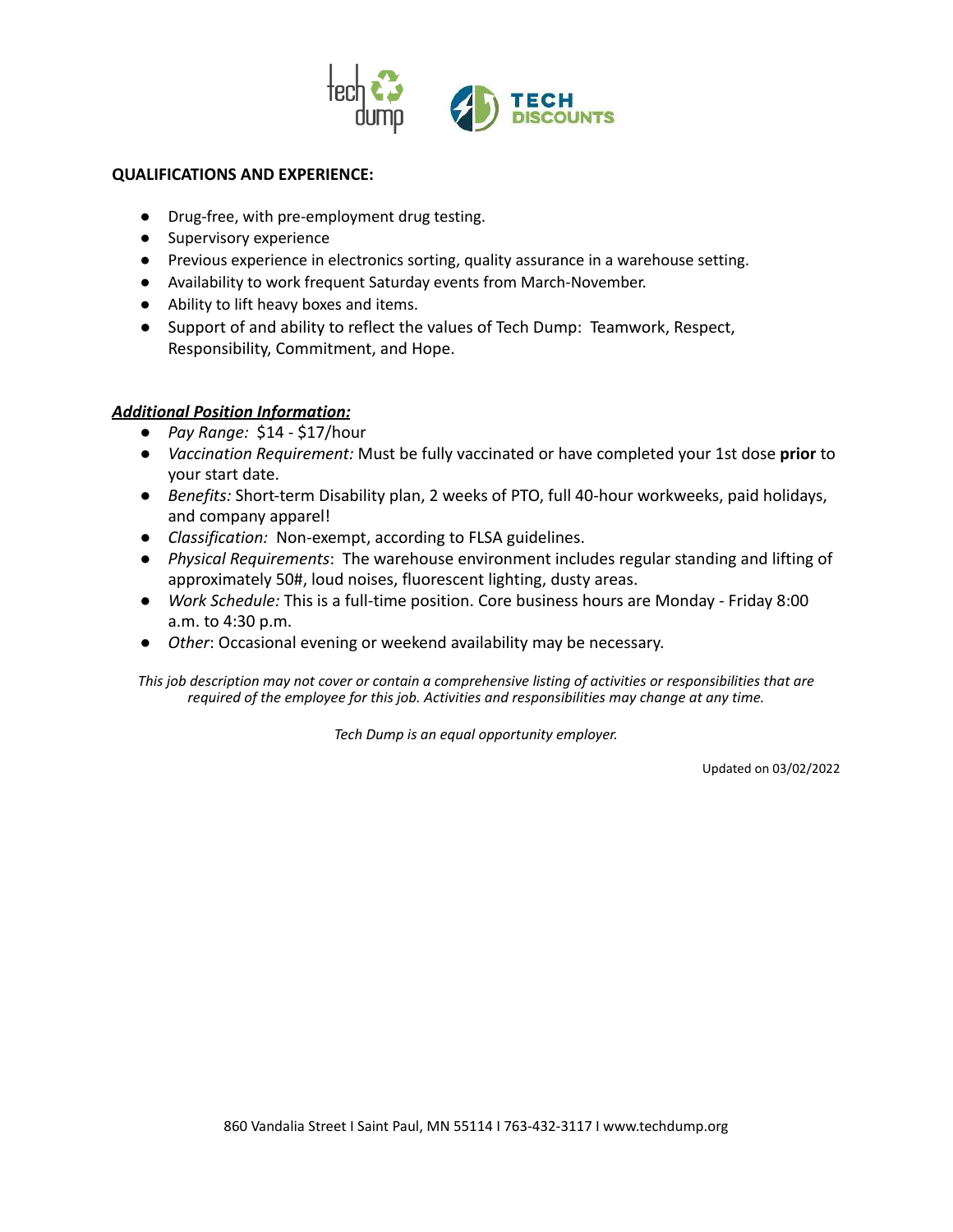## QUALIFICATIONS AND EXPERIENCE:

- Drug-free, with pre-employment drug testing.
- Supervisory experience
- Previous experience in electronics sorting, quality assurance in a warehouse setting.
- Availability to work frequent Saturday events from March-November.
- Ability to lift heavy boxes and items.
- Support of and ability to reflect the values of Tech Dump: Teamwork, Respect, Responsibility, Commitment, and Hope.

### ***Additional Position Information:***

- *Pay Range:* $14 - $17/hour
- *Vaccination Requirement:* Must be fully vaccinated or have completed your 1st dose **prior** to your start date.
- *Benefits:* Short-term Disability plan, 2 weeks of PTO, full 40-hour workweeks, paid holidays, and company apparel!
- *Classification:* Non-exempt, according to FLSA guidelines.
- *Physical Requirements*: The warehouse environment includes regular standing and lifting of approximately 50#, loud noises, fluorescent lighting, dusty areas.
- *Work Schedule:* This is a full-time position. Core business hours are Monday - Friday 8:00 a.m. to 4:30 p.m.
- *Other*: Occasional evening or weekend availability may be necessary.

*This job description may not cover or contain a comprehensive listing of activities or responsibilities that are required of the employee for this job. Activities and responsibilities may change at any time.*

*Tech Dump is an equal opportunity employer.*

Updated on 03/02/2022

860 Vandalia Street I Saint Paul, MN 55114 I 763-432-3117 I www.techdump.org